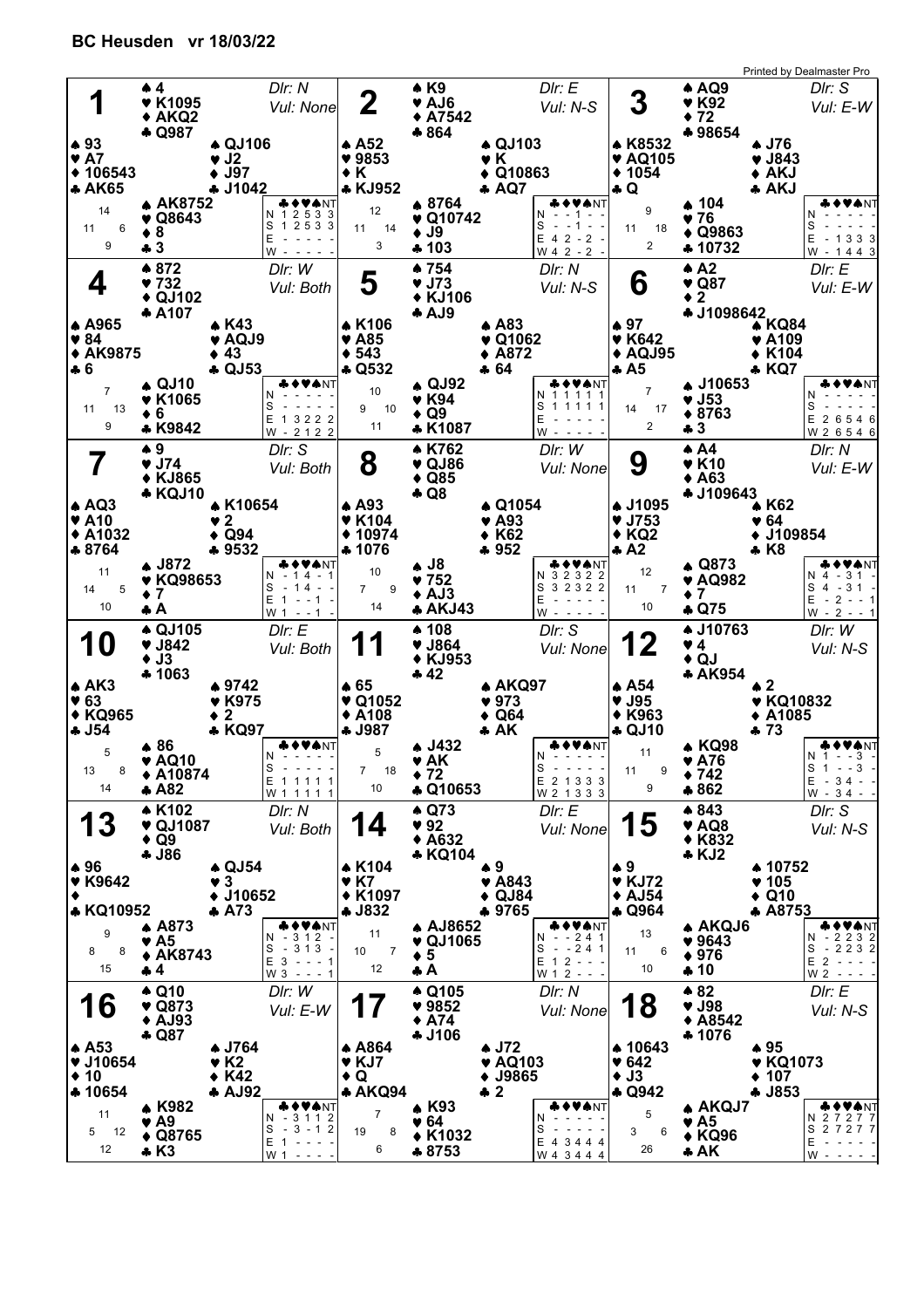# BC Heusden vr 18/03/22

Printed by Dealmaster Pro

## 1

Dlr: N — Vul: None

- North: ♠ 4 ♥ K1095 ♦ AKQ2 ♣ Q987
- West: ♠ 93 ♥ A7 ♦ 106543 ♣ AK65
- East: ♠ QJ106 ♥ J2 ♦ J97 ♣ J1042
- South: ♠ AK8752 ♥ Q8643 ♦ 8 ♣ 3

HCP: N 14, W 11, E 6, S 9

| | ♣ | ♦ | ♥ | ♠ | NT |
|---|---|---|---|---|---|
| N | 1 | 2 | 5 | 3 | 3 |
| S | 1 | 2 | 5 | 3 | 3 |
| E | - | - | - | - | - |
| W | - | - | - | - | - |

## 2

Dlr: E — Vul: N-S

- North: ♠ K9 ♥ AJ6 ♦ A7542 ♣ 864
- West: ♠ A52 ♥ 9853 ♦ K ♣ KJ952
- East: ♠ QJ103 ♥ K ♦ Q10863 ♣ AQ7
- South: ♠ 8764 ♥ Q10742 ♦ J9 ♣ 103

HCP: N 12, W 11, E 14, S 3

| | ♣ | ♦ | ♥ | ♠ | NT |
|---|---|---|---|---|---|
| N | - | - | 1 | - | - |
| S | - | - | 1 | - | - |
| E | 4 | 2 | - | 2 | - |
| W | 4 | 2 | - | 2 | - |

## 3

Dlr: S — Vul: E-W

- North: ♠ AQ9 ♥ K92 ♦ 72 ♣ 98654
- West: ♠ K8532 ♥ AQ105 ♦ 1054 ♣ Q
- East: ♠ J76 ♥ J843 ♦ AKJ ♣ AKJ
- South: ♠ 104 ♥ 76 ♦ Q9863 ♣ 10732

HCP: N 9, W 11, E 18, S 2

| | ♣ | ♦ | ♥ | ♠ | NT |
|---|---|---|---|---|---|
| N | - | - | - | - | - |
| S | - | - | - | - | - |
| E | - | 1 | 3 | 3 | 3 |
| W | - | 1 | 4 | 4 | 3 |

## 4

Dlr: W — Vul: Both

- North: ♠ 872 ♥ 732 ♦ QJ102 ♣ A107
- West: ♠ A965 ♥ 84 ♦ AK9875 ♣ 6
- East: ♠ K43 ♥ AQJ9 ♦ 43 ♣ QJ53
- South: ♠ QJ10 ♥ K1065 ♦ 6 ♣ K9842

HCP: N 7, W 11, E 13, S 9

| | ♣ | ♦ | ♥ | ♠ | NT |
|---|---|---|---|---|---|
| N | - | - | - | - | - |
| S | - | - | - | - | - |
| E | 1 | 3 | 2 | 2 | 2 |
| W | - | 2 | 1 | 2 | 2 |

## 5

Dlr: N — Vul: N-S

- North: ♠ 754 ♥ J73 ♦ KJ106 ♣ AJ9
- West: ♠ K106 ♥ A85 ♦ 543 ♣ Q532
- East: ♠ A83 ♥ Q1062 ♦ A872 ♣ 64
- South: ♠ QJ92 ♥ K94 ♦ Q9 ♣ K1087

HCP: N 10, W 9, E 10, S 11

| | ♣ | ♦ | ♥ | ♠ | NT |
|---|---|---|---|---|---|
| N | 1 | 1 | 1 | 1 | 1 |
| S | 1 | 1 | 1 | 1 | 1 |
| E | - | - | - | - | - |
| W | - | - | - | - | - |

## 6

Dlr: E — Vul: E-W

- North: ♠ A2 ♥ Q87 ♦ 2 ♣ J1098642
- West: ♠ 97 ♥ K642 ♦ AQJ95 ♣ A5
- East: ♠ KQ84 ♥ A109 ♦ K104 ♣ KQ7
- South: ♠ J10653 ♥ J53 ♦ 8763 ♣ 3

HCP: N 7, W 14, E 17, S 2

| | ♣ | ♦ | ♥ | ♠ | NT |
|---|---|---|---|---|---|
| N | - | - | - | - | - |
| S | - | - | - | - | - |
| E | 2 | 6 | 5 | 4 | 6 |
| W | 2 | 6 | 5 | 4 | 6 |

## 7

Dlr: S — Vul: Both

- North: ♠ 9 ♥ J74 ♦ KJ865 ♣ KQJ10
- West: ♠ AQ3 ♥ A10 ♦ A1032 ♣ 8764
- East: ♠ K10654 ♥ 2 ♦ Q94 ♣ 9532
- South: ♠ J872 ♥ KQ98653 ♦ 7 ♣ A

HCP: N 11, W 14, E 5, S 10

| | ♣ | ♦ | ♥ | ♠ | NT |
|---|---|---|---|---|---|
| N | - | 1 | 4 | - | 1 |
| S | - | 1 | 4 | - | - |
| E | 1 | - | - | 1 | - |
| W | 1 | - | - | 1 | - |

## 8

Dlr: W — Vul: None

- North: ♠ K762 ♥ QJ86 ♦ Q85 ♣ Q8
- West: ♠ A93 ♥ K104 ♦ 10974 ♣ 1076
- East: ♠ Q1054 ♥ A93 ♦ K62 ♣ 952
- South: ♠ J8 ♥ 752 ♦ AJ3 ♣ AKJ43

HCP: N 10, W 7, E 9, S 14

| | ♣ | ♦ | ♥ | ♠ | NT |
|---|---|---|---|---|---|
| N | 3 | 2 | 3 | 2 | 2 |
| S | 3 | 2 | 3 | 2 | 2 |
| E | - | - | - | - | - |
| W | - | - | - | - | - |

## 9

Dlr: N — Vul: E-W

- North: ♠ A4 ♥ K10 ♦ A63 ♣ J109643
- West: ♠ J1095 ♥ J753 ♦ KQ2 ♣ A2
- East: ♠ K62 ♥ 64 ♦ J109854 ♣ K8
- South: ♠ Q873 ♥ AQ982 ♦ 7 ♣ Q75

HCP: N 12, W 11, E 7, S 10

| | ♣ | ♦ | ♥ | ♠ | NT |
|---|---|---|---|---|---|
| N | 4 | - | 3 | 1 | - |
| S | 4 | - | 3 | 1 | - |
| E | - | 2 | - | - | 1 |
| W | - | 2 | - | - | 1 |

## 10

Dlr: E — Vul: Both

- North: ♠ QJ105 ♥ J842 ♦ J3 ♣ 1063
- West: ♠ AK3 ♥ 63 ♦ KQ965 ♣ J54
- East: ♠ 9742 ♥ K975 ♦ 2 ♣ KQ97
- South: ♠ 86 ♥ AQ10 ♦ A10874 ♣ A82

HCP: N 5, W 13, E 8, S 14

| | ♣ | ♦ | ♥ | ♠ | NT |
|---|---|---|---|---|---|
| N | - | - | - | - | - |
| S | - | - | - | - | - |
| E | 1 | 1 | 1 | 1 | 1 |
| W | 1 | 1 | 1 | 1 | 1 |

## 11

Dlr: S — Vul: None

- North: ♠ 108 ♥ J864 ♦ KJ953 ♣ 42
- West: ♠ 65 ♥ Q1052 ♦ A108 ♣ J987
- East: ♠ AKQ97 ♥ 973 ♦ Q64 ♣ AK
- South: ♠ J432 ♥ AK ♦ 72 ♣ Q10653

HCP: N 5, W 7, E 18, S 10

| | ♣ | ♦ | ♥ | ♠ | NT |
|---|---|---|---|---|---|
| N | - | - | - | - | - |
| S | - | - | - | - | - |
| E | 2 | 1 | 3 | 3 | 3 |
| W | 2 | 1 | 3 | 3 | 3 |

## 12

Dlr: W — Vul: N-S

- North: ♠ J10763 ♥ 4 ♦ QJ ♣ AK954
- West: ♠ A54 ♥ J95 ♦ K963 ♣ QJ10
- East: ♠ 2 ♥ KQ10832 ♦ A1085 ♣ 73
- South: ♠ KQ98 ♥ A76 ♦ 742 ♣ 862

HCP: N 11, W 11, E 9, S 9

| | ♣ | ♦ | ♥ | ♠ | NT |
|---|---|---|---|---|---|
| N | 1 | - | - | 3 | - |
| S | 1 | - | - | 3 | - |
| E | - | 3 | 4 | - | - |
| W | - | 3 | 4 | - | - |

## 13

Dlr: N — Vul: Both

- North: ♠ K102 ♥ QJ1087 ♦ Q9 ♣ J86
- West: ♠ 96 ♥ K9642 ♦ — ♣ KQ10952
- East: ♠ QJ54 ♥ 3 ♦ J10652 ♣ A73
- South: ♠ A873 ♥ A5 ♦ AK8743 ♣ 4

HCP: N 9, W 8, E 8, S 15

| | ♣ | ♦ | ♥ | ♠ | NT |
|---|---|---|---|---|---|
| N | - | 3 | 1 | 2 | - |
| S | - | 3 | 1 | 3 | - |
| E | 3 | - | - | - | 1 |
| W | 3 | - | - | - | 1 |

## 14

Dlr: E — Vul: None

- North: ♠ Q73 ♥ 92 ♦ A632 ♣ KQ104
- West: ♠ K104 ♥ K7 ♦ K1097 ♣ J832
- East: ♠ 9 ♥ A843 ♦ QJ84 ♣ 9765
- South: ♠ AJ8652 ♥ QJ1065 ♦ 5 ♣ A

HCP: N 11, W 10, E 7, S 12

| | ♣ | ♦ | ♥ | ♠ | NT |
|---|---|---|---|---|---|
| N | - | - | 2 | 4 | 1 |
| S | - | - | 2 | 4 | 1 |
| E | 1 | 2 | - | - | - |
| W | 1 | 2 | - | - | - |

## 15

Dlr: S — Vul: N-S

- North: ♠ 843 ♥ AQ8 ♦ K832 ♣ KJ2
- West: ♠ 9 ♥ KJ72 ♦ AJ54 ♣ Q964
- East: ♠ 10752 ♥ 105 ♦ Q10 ♣ A8753
- South: ♠ AKQJ6 ♥ 9643 ♦ 976 ♣ 10

HCP: N 13, W 11, E 6, S 10

| | ♣ | ♦ | ♥ | ♠ | NT |
|---|---|---|---|---|---|
| N | - | 2 | 2 | 3 | 2 |
| S | - | 2 | 2 | 3 | 2 |
| E | 2 | - | - | - | - |
| W | 2 | - | - | - | - |

## 16

Dlr: W — Vul: E-W

- North: ♠ Q10 ♥ Q873 ♦ AJ93 ♣ Q87
- West: ♠ A53 ♥ J10654 ♦ 10 ♣ 10654
- East: ♠ J764 ♥ K2 ♦ K42 ♣ AJ92
- South: ♠ K982 ♥ A9 ♦ Q8765 ♣ K3

HCP: N 11, W 5, E 12, S 12

| | ♣ | ♦ | ♥ | ♠ | NT |
|---|---|---|---|---|---|
| N | - | 3 | 1 | 1 | 2 |
| S | - | 3 | - | 1 | 2 |
| E | 1 | - | - | - | - |
| W | 1 | - | - | - | - |

## 17

Dlr: N — Vul: None

- North: ♠ Q105 ♥ 9852 ♦ A74 ♣ J106
- West: ♠ A864 ♥ KJ7 ♦ Q ♣ AKQ94
- East: ♠ J72 ♥ AQ103 ♦ J9865 ♣ 2
- South: ♠ K93 ♥ 64 ♦ K1032 ♣ 8753

HCP: N 7, W 19, E 8, S 6

| | ♣ | ♦ | ♥ | ♠ | NT |
|---|---|---|---|---|---|
| N | - | - | - | - | - |
| S | - | - | - | - | - |
| E | 4 | 3 | 4 | 4 | 4 |
| W | 4 | 3 | 4 | 4 | 4 |

## 18

Dlr: E — Vul: N-S

- North: ♠ 82 ♥ J98 ♦ A8542 ♣ 1076
- West: ♠ 10643 ♥ 642 ♦ J3 ♣ Q942
- East: ♠ 95 ♥ KQ1073 ♦ 107 ♣ J853
- South: ♠ AKQJ7 ♥ A5 ♦ KQ96 ♣ AK

HCP: N 5, W 3, E 6, S 26

| | ♣ | ♦ | ♥ | ♠ | NT |
|---|---|---|---|---|---|
| N | 2 | 7 | 2 | 7 | 7 |
| S | 2 | 7 | 2 | 7 | 7 |
| E | - | - | - | - | - |
| W | - | - | - | - | - |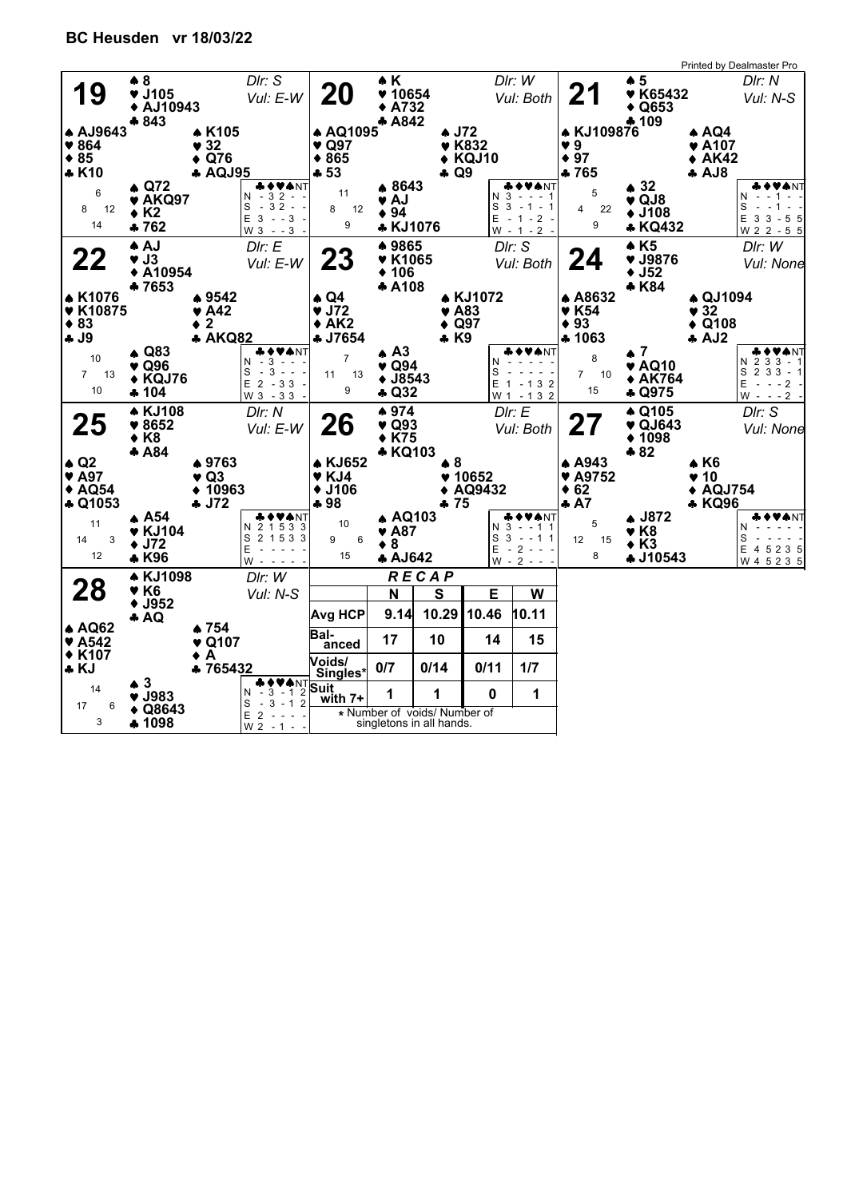## BC Heusden vr 18/03/22

Printed by Dealmaster Pro

### 19

Dlr: S — Vul: E-W

North: ♠ 8 ♥ J105 ♦ AJ10943 ♣ 843

West: ♠ AJ9643 ♥ 864 ♦ 85 ♣ K10

East: ♠ K105 ♥ 32 ♦ Q76 ♣ AQJ95

South: ♠ Q72 ♥ AKQ97 ♦ K2 ♣ 762

HCP: N 6, W 8, E 12, S 14

| | ♣ | ♦ | ♥ | ♠ | NT |
|---|---|---|---|---|---|
| N | - | 3 | 2 | - | - |
| S | - | 3 | 2 | - | - |
| E | 3 | - | - | 3 | - |
| W | 3 | - | - | 3 | - |

### 20

Dlr: W — Vul: Both

North: ♠ K ♥ 10654 ♦ A732 ♣ A842

West: ♠ AQ1095 ♥ Q97 ♦ 865 ♣ 53

East: ♠ J72 ♥ K832 ♦ KQJ10 ♣ Q9

South: ♠ 8643 ♥ AJ ♦ 94 ♣ KJ1076

HCP: N 11, W 8, E 12, S 9

| | ♣ | ♦ | ♥ | ♠ | NT |
|---|---|---|---|---|---|
| N | 3 | - | - | - | 1 |
| S | 3 | - | 1 | - | 1 |
| E | - | 1 | - | 2 | - |
| W | - | 1 | - | 2 | - |

### 21

Dlr: N — Vul: N-S

North: ♠ 5 ♥ K65432 ♦ Q653 ♣ 109

West: ♠ KJ109876 ♥ 9 ♦ 97 ♣ 765

East: ♠ AQ4 ♥ A107 ♦ AK42 ♣ AJ8

South: ♠ 32 ♥ QJ8 ♦ J108 ♣ KQ432

HCP: N 5, W 4, E 22, S 9

| | ♣ | ♦ | ♥ | ♠ | NT |
|---|---|---|---|---|---|
| N | - | - | 1 | - | - |
| S | - | - | 1 | - | - |
| E | 3 | 3 | - | 5 | 5 |
| W | 2 | 2 | - | 5 | 5 |

### 22

Dlr: E — Vul: E-W

North: ♠ AJ ♥ J3 ♦ A10954 ♣ 7653

West: ♠ K1076 ♥ K10875 ♦ 83 ♣ J9

East: ♠ 9542 ♥ A42 ♦ 2 ♣ AKQ82

South: ♠ Q83 ♥ Q96 ♦ KQJ76 ♣ 104

HCP: N 10, W 7, E 13, S 10

| | ♣ | ♦ | ♥ | ♠ | NT |
|---|---|---|---|---|---|
| N | - | 3 | - | - | - |
| S | - | 3 | - | - | - |
| E | 2 | - | 3 | 3 | - |
| W | 3 | - | 3 | 3 | - |

### 23

Dlr: S — Vul: Both

North: ♠ 9865 ♥ K1065 ♦ 106 ♣ A108

West: ♠ Q4 ♥ J72 ♦ AK2 ♣ J7654

East: ♠ KJ1072 ♥ A83 ♦ Q97 ♣ K9

South: ♠ A3 ♥ Q94 ♦ J8543 ♣ Q32

HCP: N 7, W 11, E 13, S 9

| | ♣ | ♦ | ♥ | ♠ | NT |
|---|---|---|---|---|---|
| N | - | - | - | - | - |
| S | - | - | - | - | - |
| E | 1 | - | 1 | 3 | 2 |
| W | 1 | - | 1 | 3 | 2 |

### 24

Dlr: W — Vul: None

North: ♠ K5 ♥ J9876 ♦ J52 ♣ K84

West: ♠ A8632 ♥ K54 ♦ 93 ♣ 1063

East: ♠ QJ1094 ♥ 32 ♦ Q108 ♣ AJ2

South: ♠ 7 ♥ AQ10 ♦ AK764 ♣ Q975

HCP: N 8, W 7, E 10, S 15

| | ♣ | ♦ | ♥ | ♠ | NT |
|---|---|---|---|---|---|
| N | 2 | 3 | 3 | - | 1 |
| S | 2 | 3 | 3 | - | 1 |
| E | - | - | - | 2 | - |
| W | - | - | - | 2 | - |

### 25

Dlr: N — Vul: E-W

North: ♠ KJ108 ♥ 8652 ♦ K8 ♣ A84

West: ♠ Q2 ♥ A97 ♦ AQ54 ♣ Q1053

East: ♠ 9763 ♥ Q3 ♦ 10963 ♣ J72

South: ♠ A54 ♥ KJ104 ♦ J72 ♣ K96

HCP: N 11, W 14, E 3, S 12

| | ♣ | ♦ | ♥ | ♠ | NT |
|---|---|---|---|---|---|
| N | 2 | 1 | 5 | 3 | 3 |
| S | 2 | 1 | 5 | 3 | 3 |
| E | - | - | - | - | - |
| W | - | - | - | - | - |

### 26

Dlr: E — Vul: Both

North: ♠ 974 ♥ Q93 ♦ K75 ♣ KQ103

West: ♠ KJ652 ♥ KJ4 ♦ J106 ♣ 98

East: ♠ 8 ♥ 10652 ♦ AQ9432 ♣ 75

South: ♠ AQ103 ♥ A87 ♦ 8 ♣ AJ642

HCP: N 10, W 9, E 6, S 15

| | ♣ | ♦ | ♥ | ♠ | NT |
|---|---|---|---|---|---|
| N | 3 | - | - | 1 | 1 |
| S | 3 | - | - | 1 | 1 |
| E | - | 2 | - | - | - |
| W | - | 2 | - | - | - |

### 27

Dlr: S — Vul: None

North: ♠ Q105 ♥ QJ643 ♦ 1098 ♣ 82

West: ♠ A943 ♥ A9752 ♦ 62 ♣ A7

East: ♠ K6 ♥ 10 ♦ AQJ754 ♣ KQ96

South: ♠ J872 ♥ K8 ♦ K3 ♣ J10543

HCP: N 5, W 12, E 15, S 8

| | ♣ | ♦ | ♥ | ♠ | NT |
|---|---|---|---|---|---|
| N | - | - | - | - | - |
| S | - | - | - | - | - |
| E | 4 | 5 | 2 | 3 | 5 |
| W | 4 | 5 | 2 | 3 | 5 |

### 28

Dlr: W — Vul: N-S

North: ♠ KJ1098 ♥ K6 ♦ J952 ♣ AQ

West: ♠ AQ62 ♥ A542 ♦ K107 ♣ KJ

East: ♠ 754 ♥ Q107 ♦ A ♣ 765432

South: ♠ 3 ♥ J983 ♦ Q8643 ♣ 1098

HCP: N 14, W 17, E 6, S 3

| | ♣ | ♦ | ♥ | ♠ | NT |
|---|---|---|---|---|---|
| N | - | 3 | - | 1 | 2 |
| S | - | 3 | - | 1 | 2 |
| E | 2 | - | - | - | - |
| W | 2 | - | 1 | - | - |

### RECAP

| | N | S | E | W |
|---|---|---|---|---|
| Avg HCP | 9.14 | 10.29 | 10.46 | 10.11 |
| Balanced | 17 | 10 | 14 | 15 |
| Voids/ Singles* | 0/7 | 0/14 | 0/11 | 1/7 |
| Suit with 7+ | 1 | 1 | 0 | 1 |

\* Number of voids/ Number of singletons in all hands.